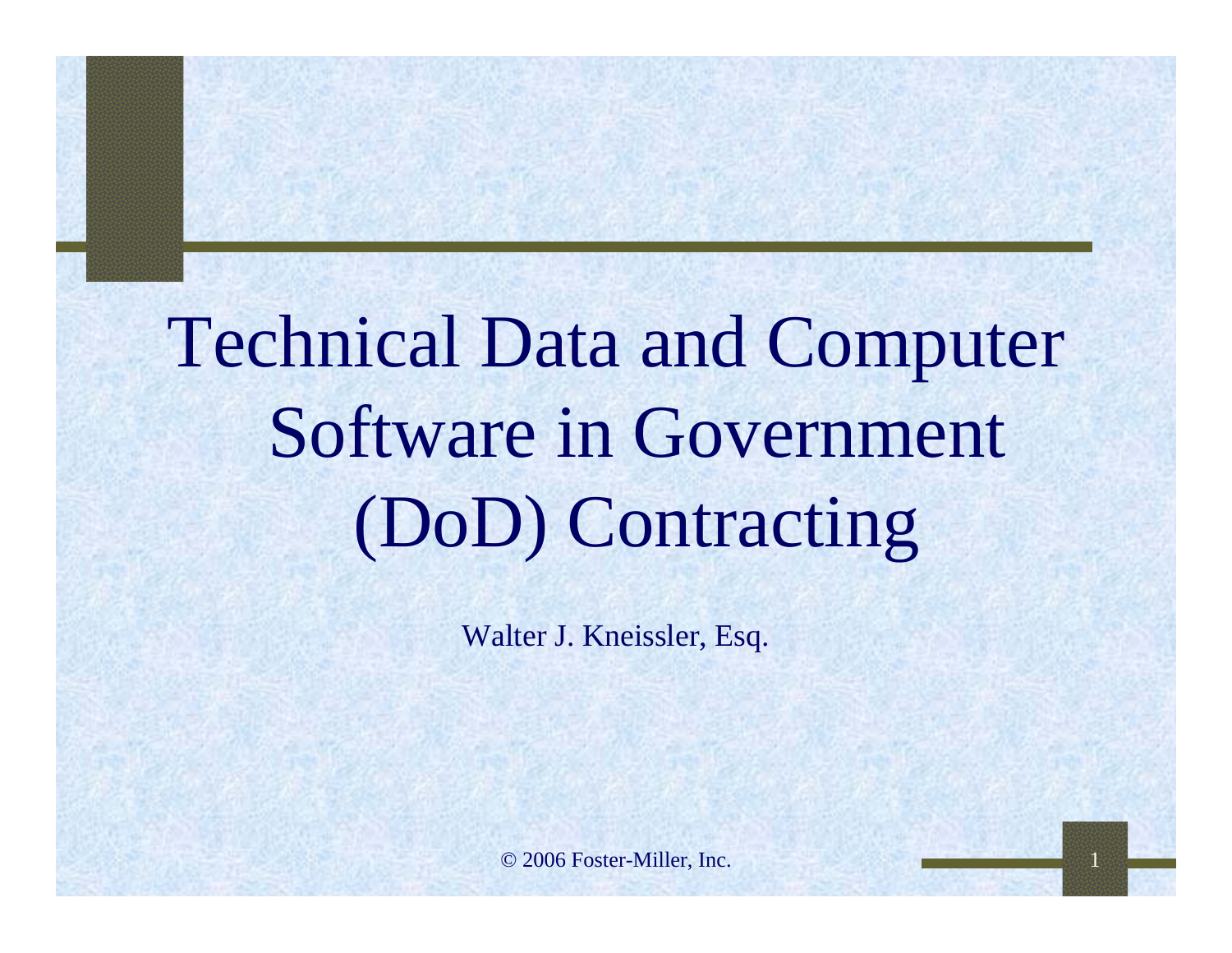# Technical Data and Computer Software in Government (DoD) Contracting

Walter J. Kneissler, Esq.

© 2006 Foster-Miller, Inc.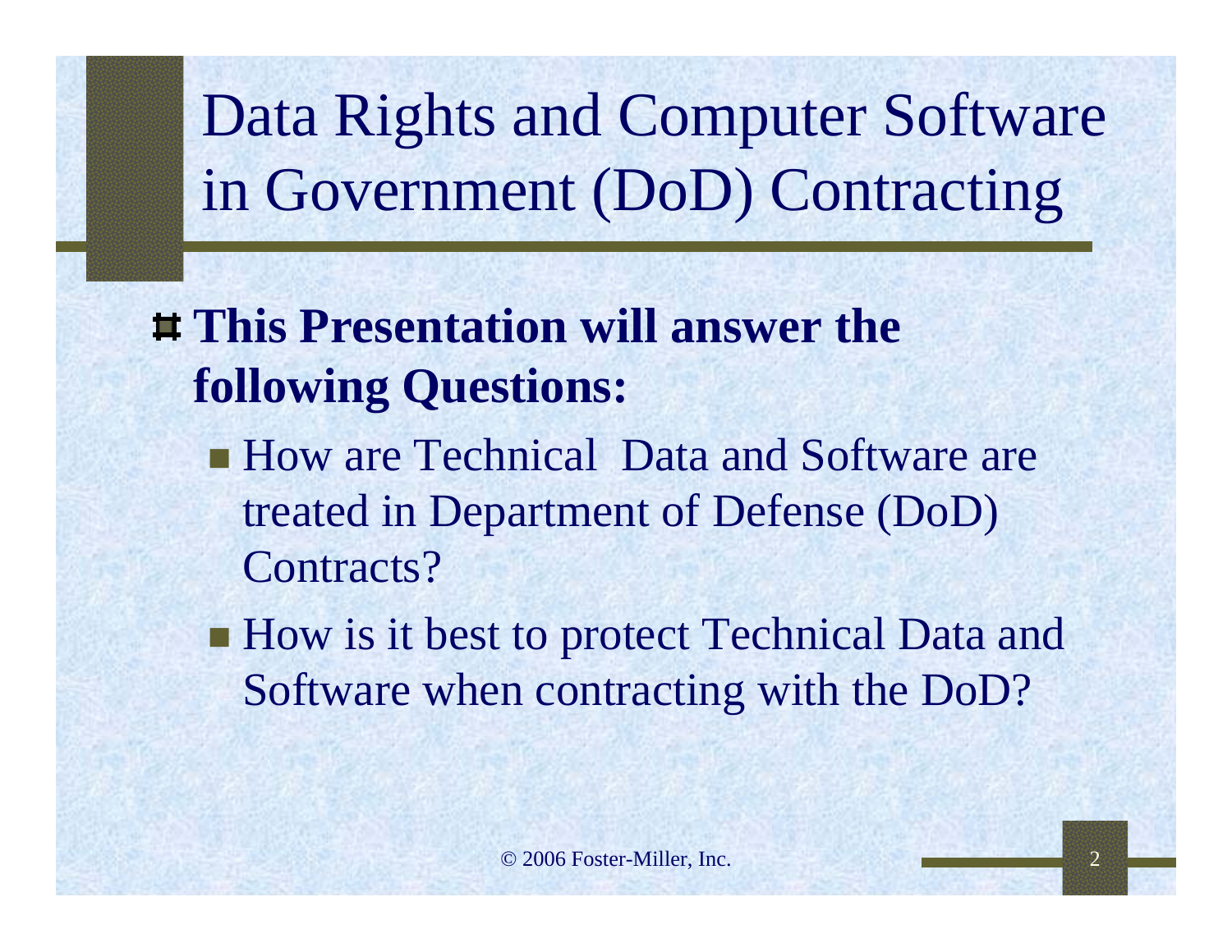# Data Rights and Computer Software in Government (DoD) Contracting

- **This Presentation will answer the following Questions:**
  - How are Technical  Data and Software are treated in Department of Defense (DoD) Contracts?
  - How is it best to protect Technical Data and Software when contracting with the DoD?

© 2006 Foster-Miller, Inc.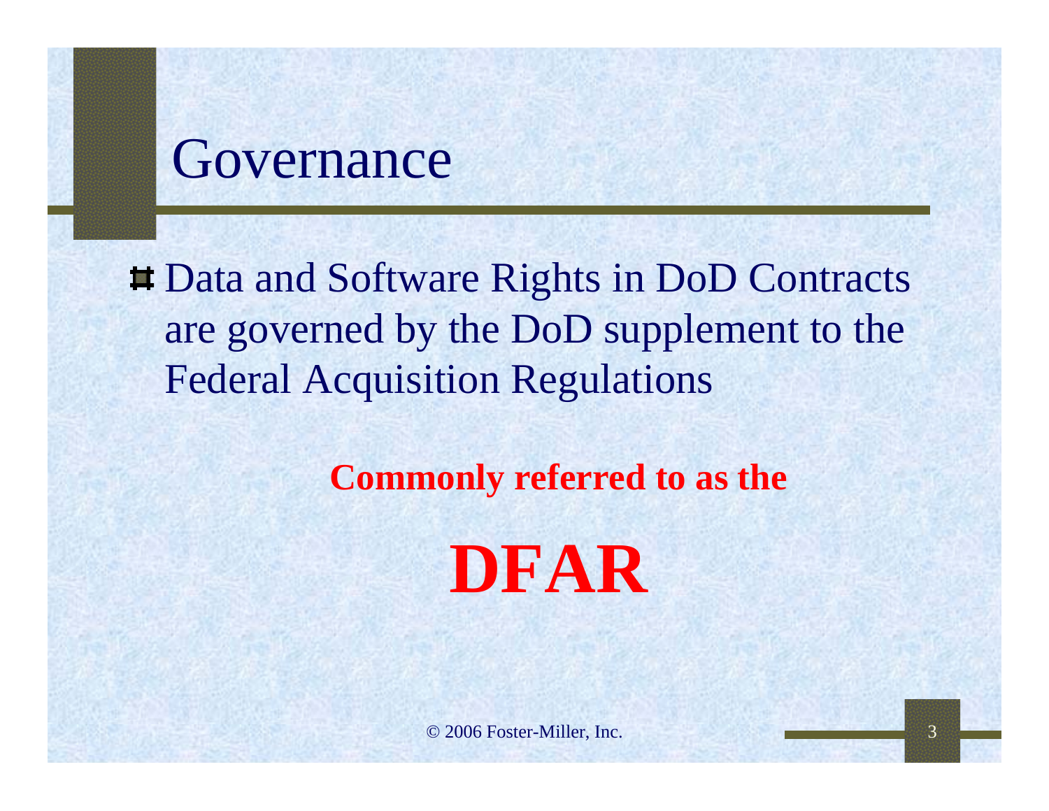# Governance

- Data and Software Rights in DoD Contracts are governed by the DoD supplement to the Federal Acquisition Regulations

**Commonly referred to as the**

**DFAR**

© 2006 Foster-Miller, Inc.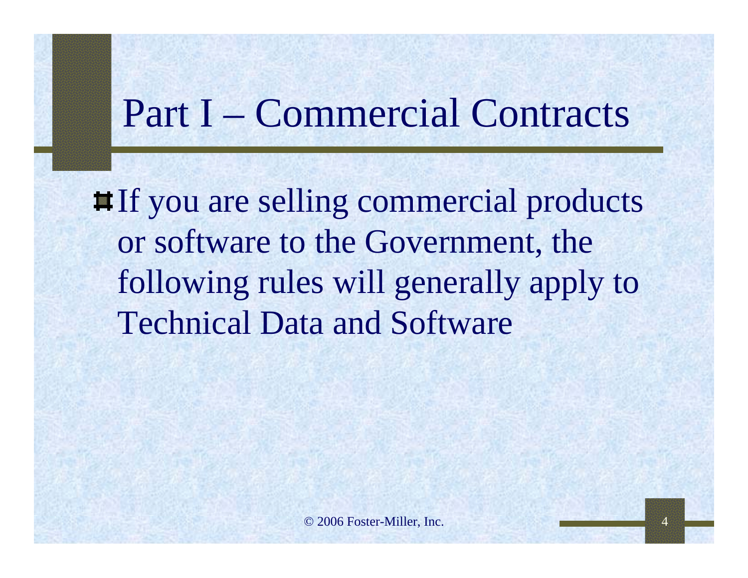# Part I – Commercial Contracts

- If you are selling commercial products or software to the Government, the following rules will generally apply to Technical Data and Software

© 2006 Foster-Miller, Inc.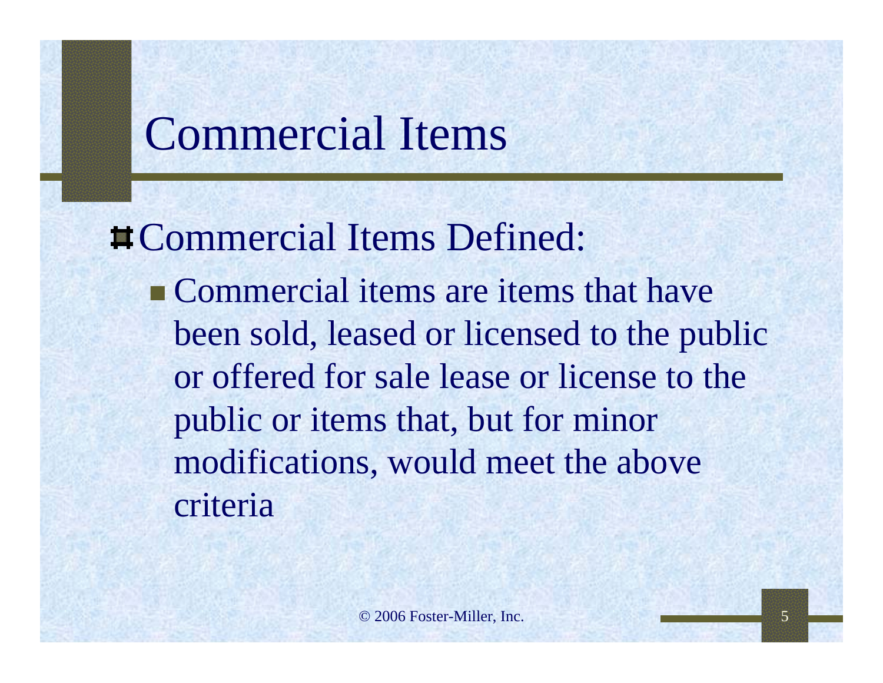# Commercial Items

- Commercial Items Defined:
  - Commercial items are items that have been sold, leased or licensed to the public or offered for sale lease or license to the public or items that, but for minor modifications, would meet the above criteria

© 2006 Foster-Miller, Inc.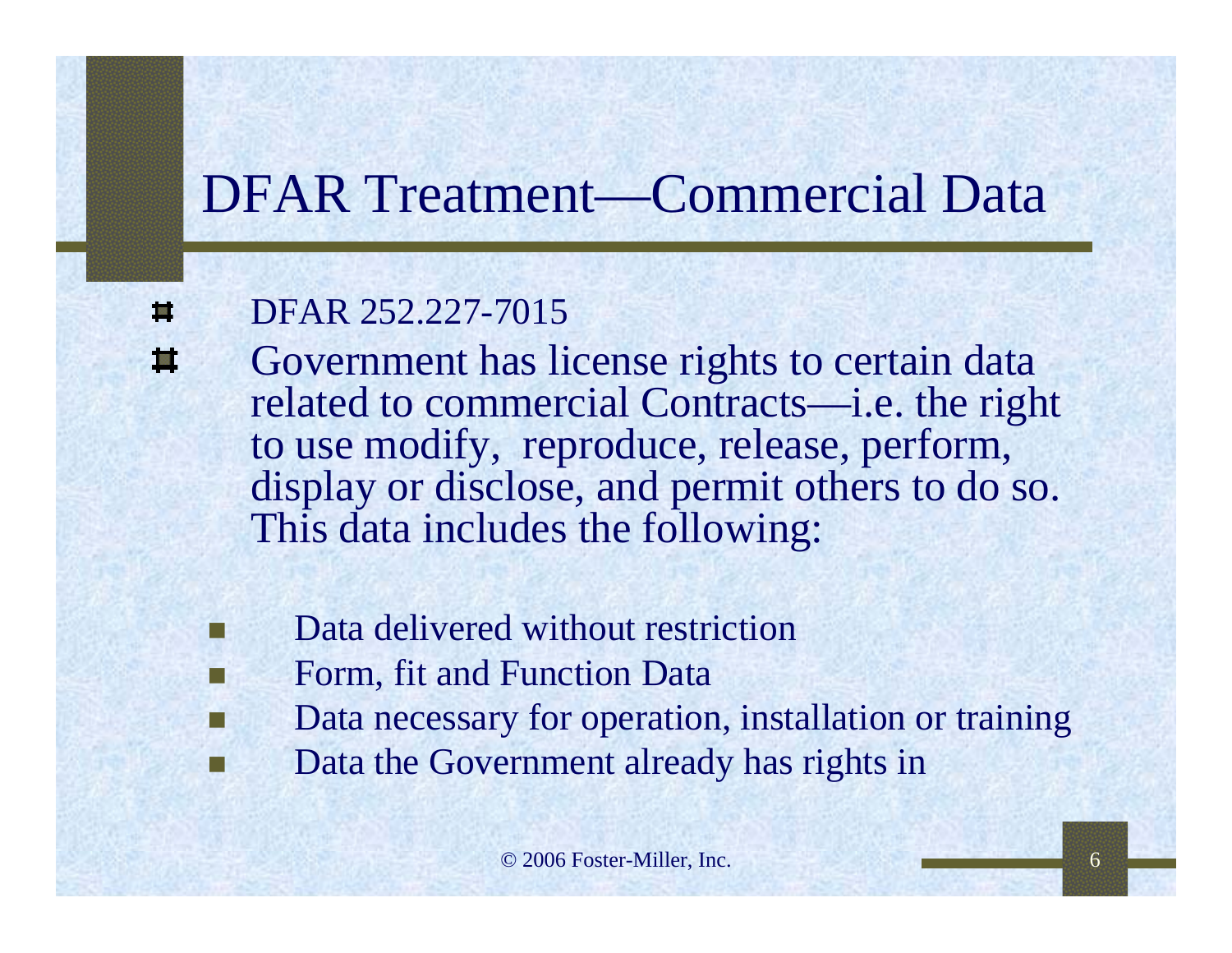# DFAR Treatment—Commercial Data

- DFAR 252.227-7015
- Government has license rights to certain data related to commercial Contracts—i.e. the right to use modify, reproduce, release, perform, display or disclose, and permit others to do so. This data includes the following:
  - Data delivered without restriction
  - Form, fit and Function Data
  - Data necessary for operation, installation or training
  - Data the Government already has rights in

© 2006 Foster-Miller, Inc.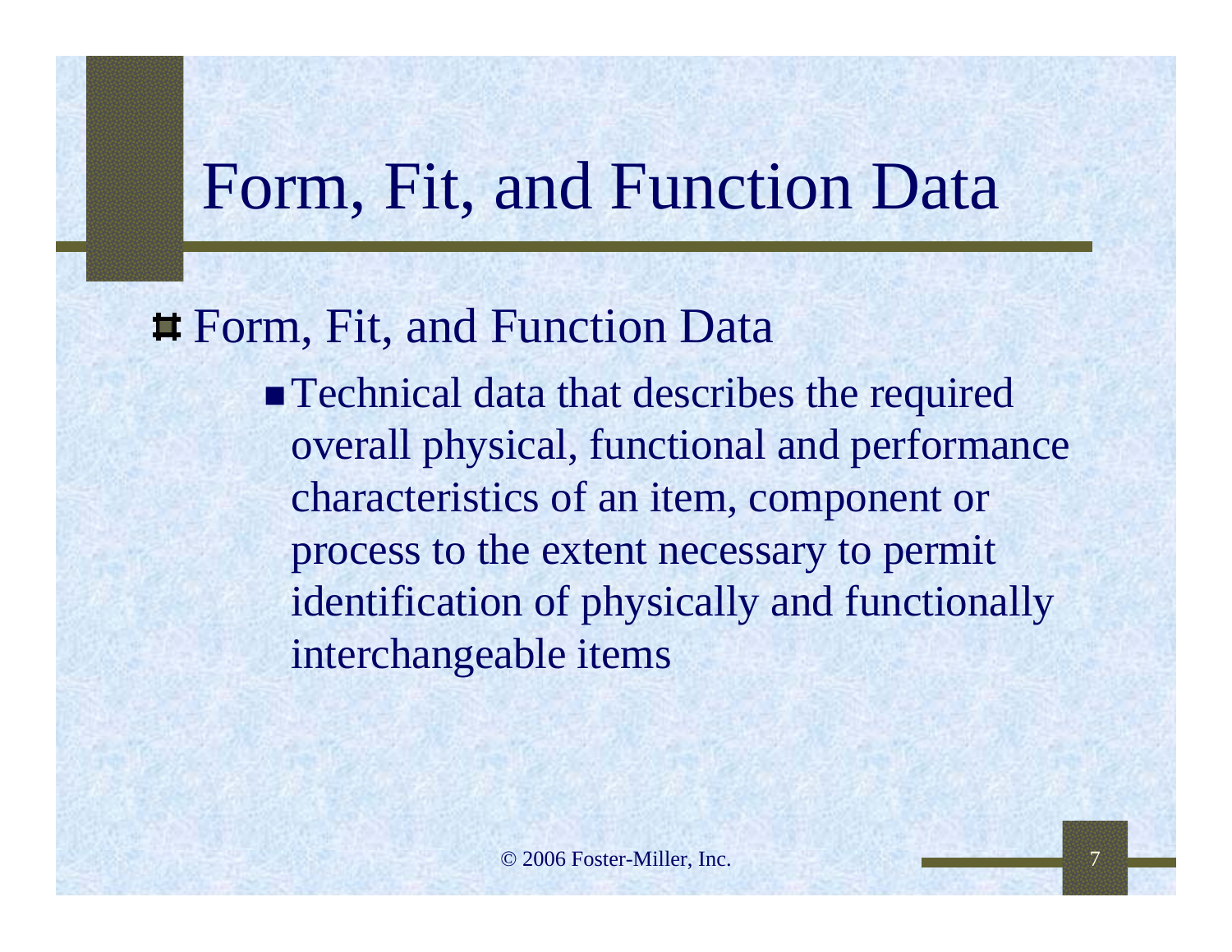# Form, Fit, and Function Data

- Form, Fit, and Function Data
  - Technical data that describes the required overall physical, functional and performance characteristics of an item, component or process to the extent necessary to permit identification of physically and functionally interchangeable items

© 2006 Foster-Miller, Inc.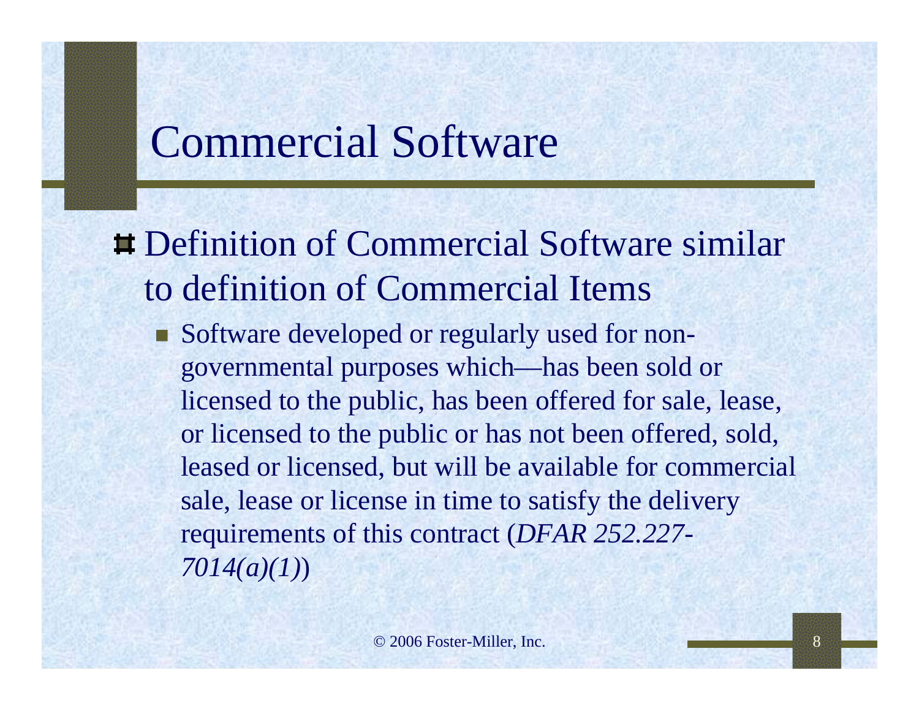# Commercial Software

- Definition of Commercial Software similar to definition of Commercial Items
  - Software developed or regularly used for non-governmental purposes which—has been sold or licensed to the public, has been offered for sale, lease, or licensed to the public or has not been offered, sold, leased or licensed, but will be available for commercial sale, lease or license in time to satisfy the delivery requirements of this contract (*DFAR 252.227-7014(a)(1)*)

© 2006 Foster-Miller, Inc.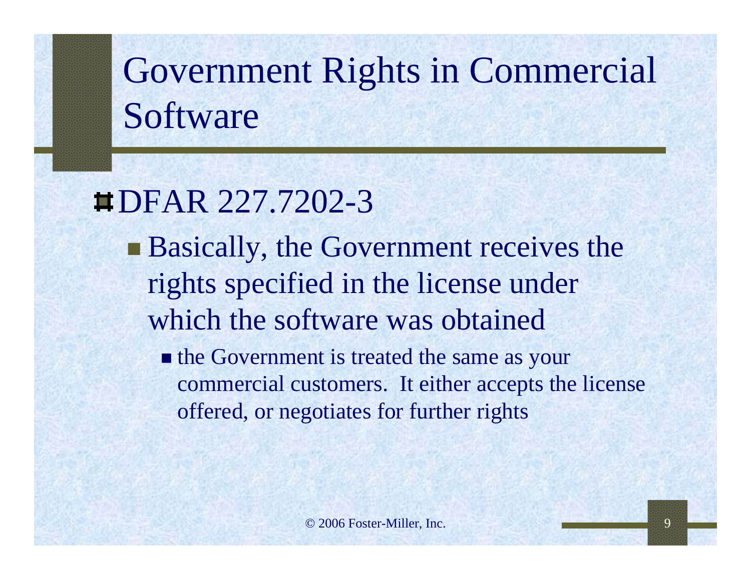# Government Rights in Commercial Software

- DFAR 227.7202-3
  - Basically, the Government receives the rights specified in the license under which the software was obtained
    - the Government is treated the same as your commercial customers. It either accepts the license offered, or negotiates for further rights

© 2006 Foster-Miller, Inc.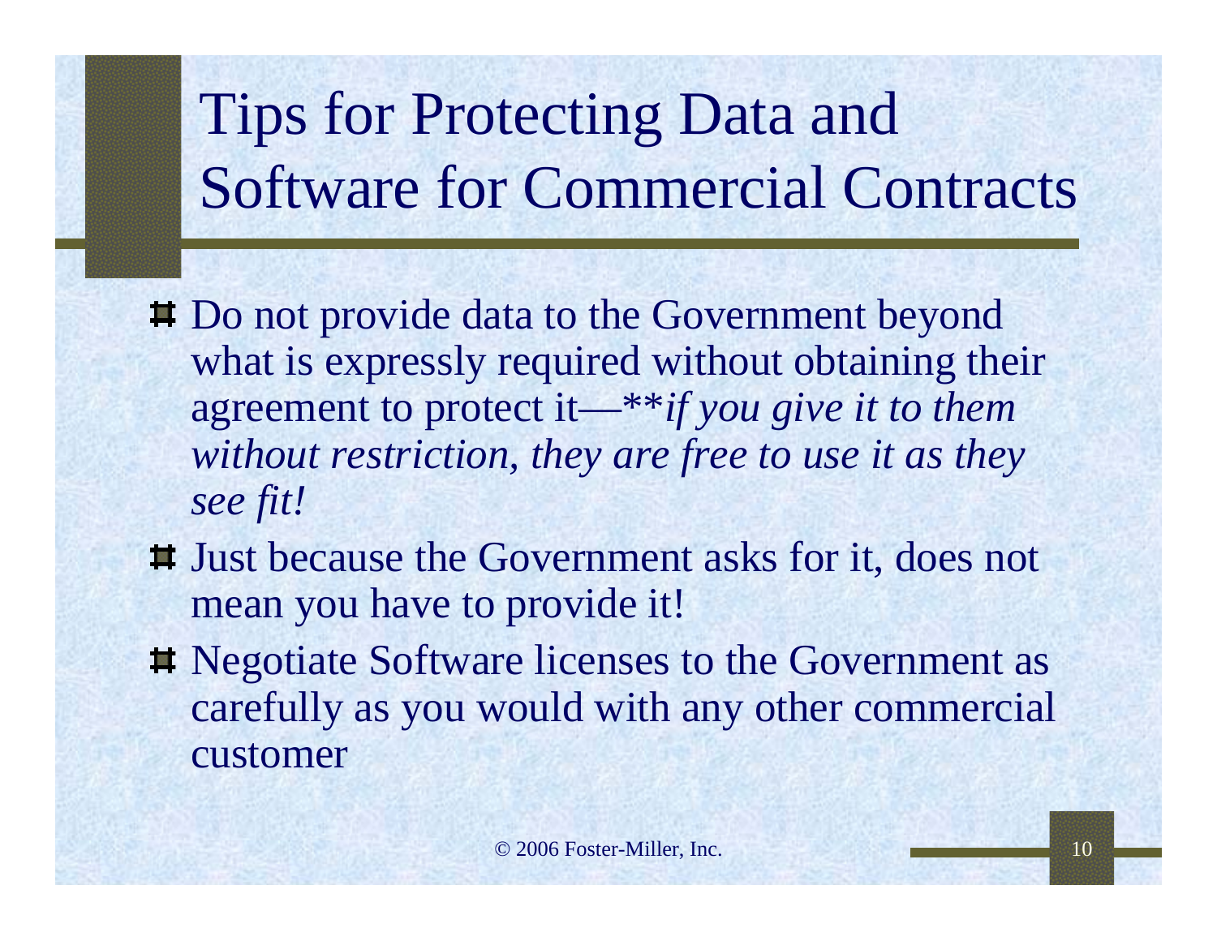# Tips for Protecting Data and Software for Commercial Contracts

- Do not provide data to the Government beyond what is expressly required without obtaining their agreement to protect it—***if you give it to them without restriction, they are free to use it as they see fit!***
- Just because the Government asks for it, does not mean you have to provide it!
- Negotiate Software licenses to the Government as carefully as you would with any other commercial customer

© 2006 Foster-Miller, Inc.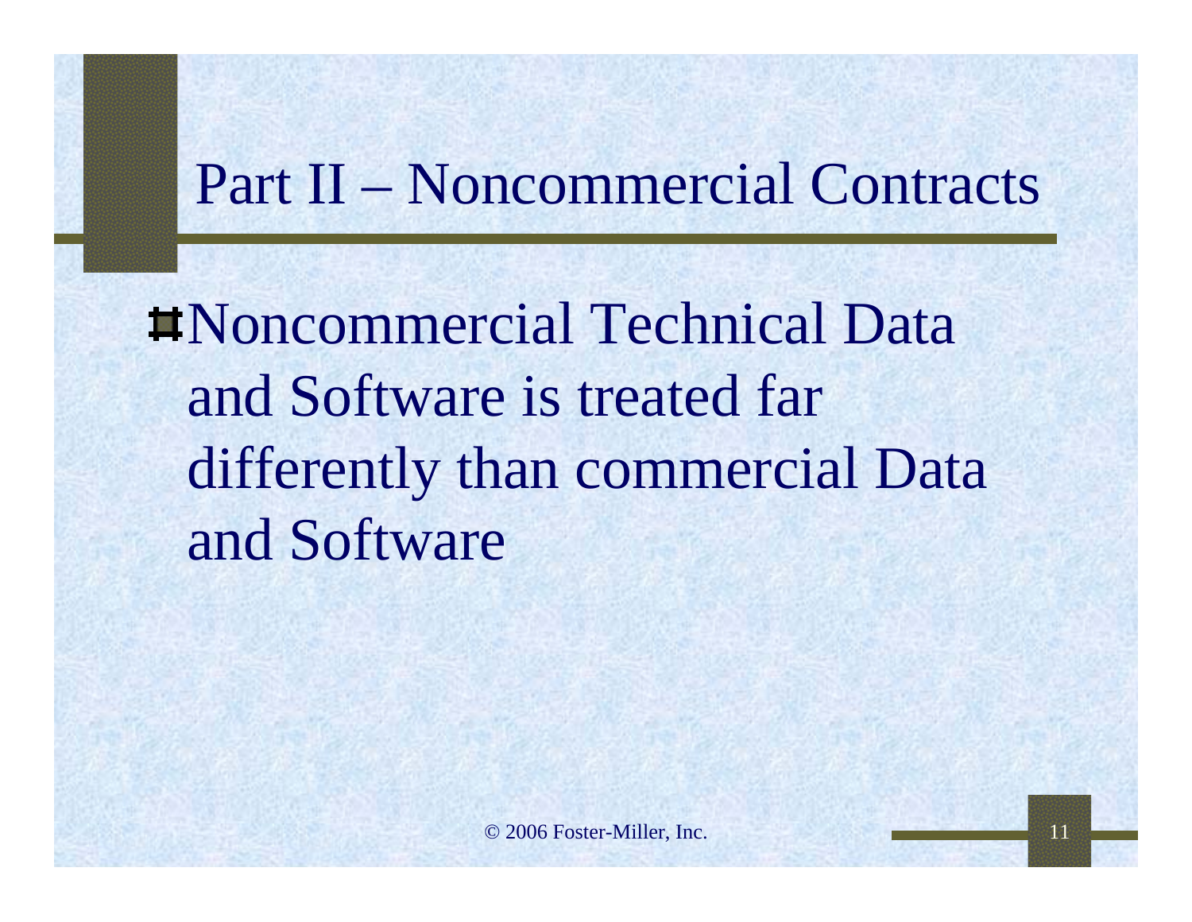# Part II – Noncommercial Contracts

- Noncommercial Technical Data and Software is treated far differently than commercial Data and Software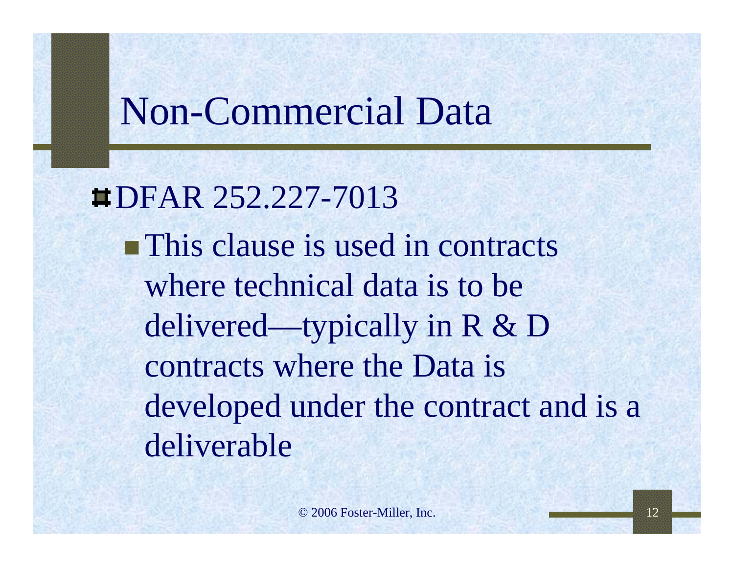# Non-Commercial Data

- DFAR 252.227-7013
  - This clause is used in contracts where technical data is to be delivered—typically in R & D contracts where the Data is developed under the contract and is a deliverable

© 2006 Foster-Miller, Inc.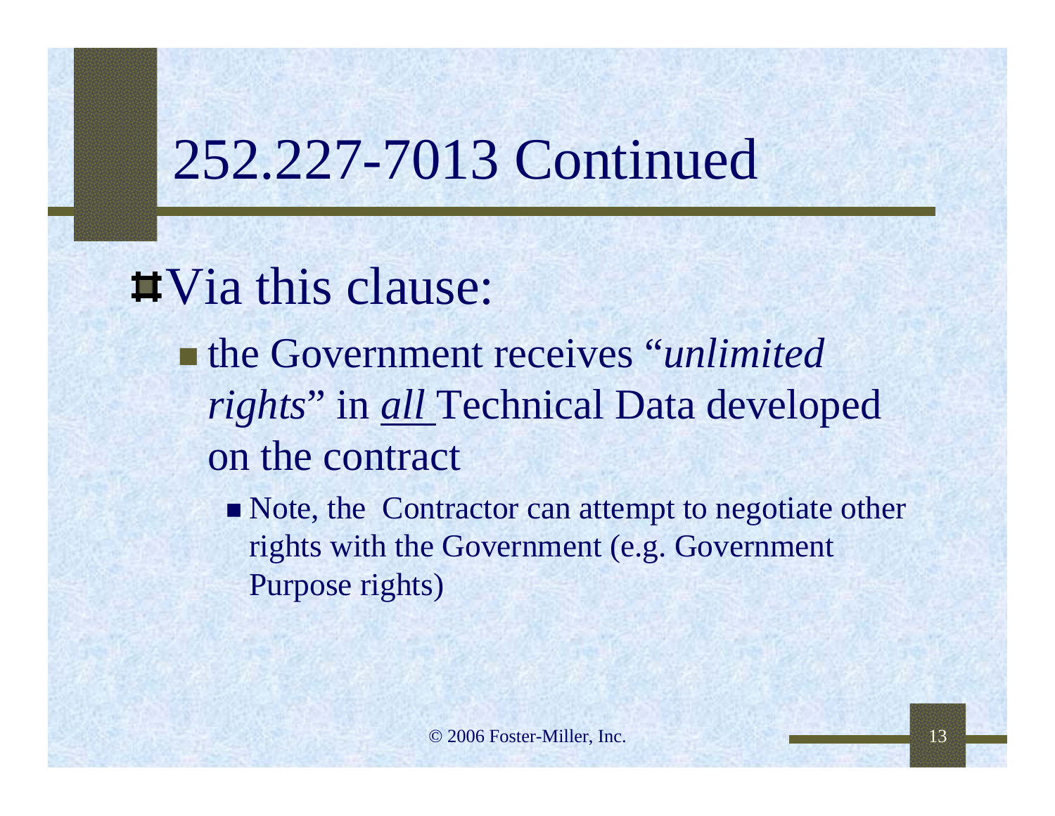# 252.227-7013 Continued

- Via this clause:
  - the Government receives "*unlimited rights*" in *all* Technical Data developed on the contract
    - Note, the Contractor can attempt to negotiate other rights with the Government (e.g. Government Purpose rights)

© 2006 Foster-Miller, Inc.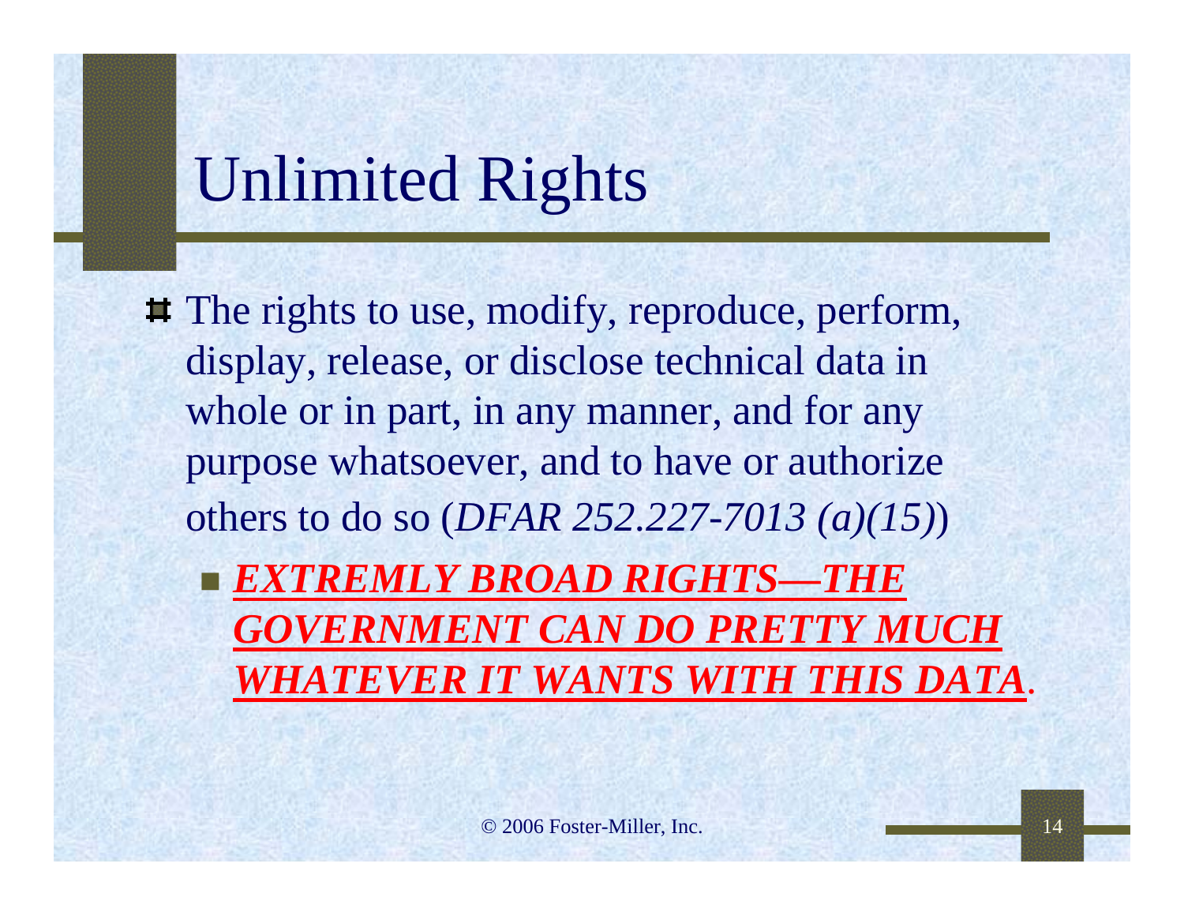# Unlimited Rights

- The rights to use, modify, reproduce, perform, display, release, or disclose technical data in whole or in part, in any manner, and for any purpose whatsoever, and to have or authorize others to do so (*DFAR 252.227-7013 (a)(15)*)
  - ***EXTREMLY BROAD RIGHTS—THE GOVERNMENT CAN DO PRETTY MUCH WHATEVER IT WANTS WITH THIS DATA***.

© 2006 Foster-Miller, Inc.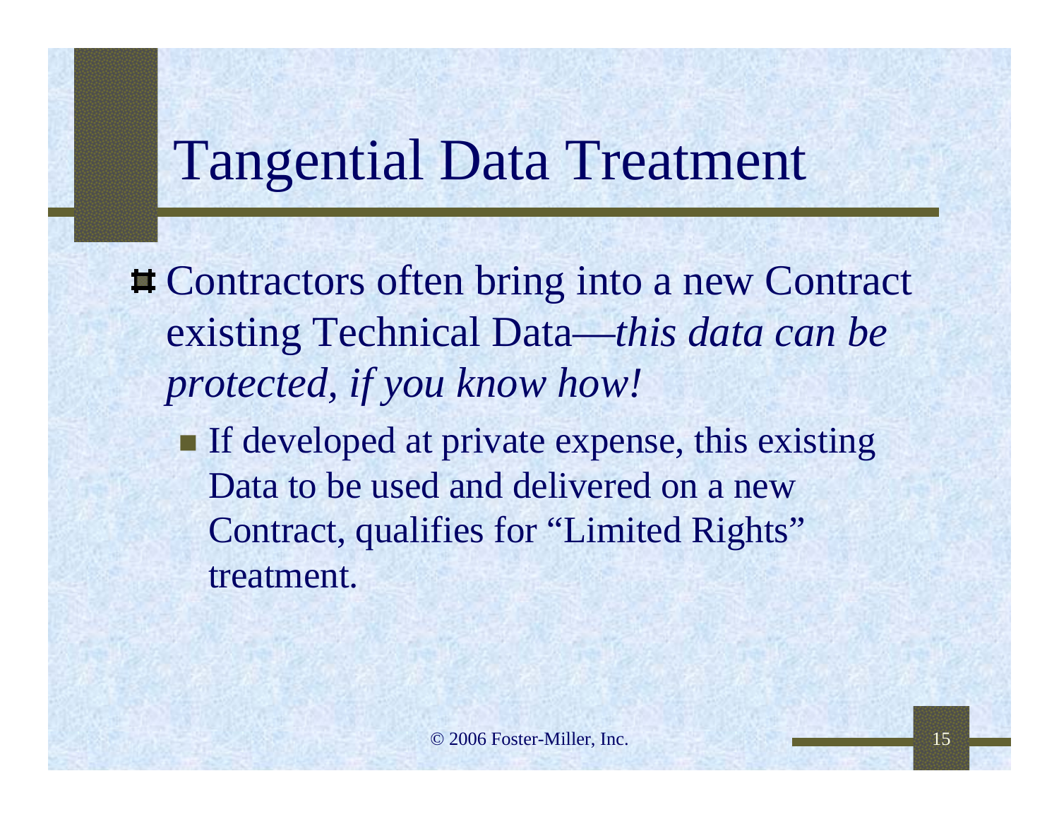# Tangential Data Treatment

- Contractors often bring into a new Contract existing Technical Data—*this data can be protected, if you know how!*
  - If developed at private expense, this existing Data to be used and delivered on a new Contract, qualifies for "Limited Rights" treatment.

© 2006 Foster-Miller, Inc.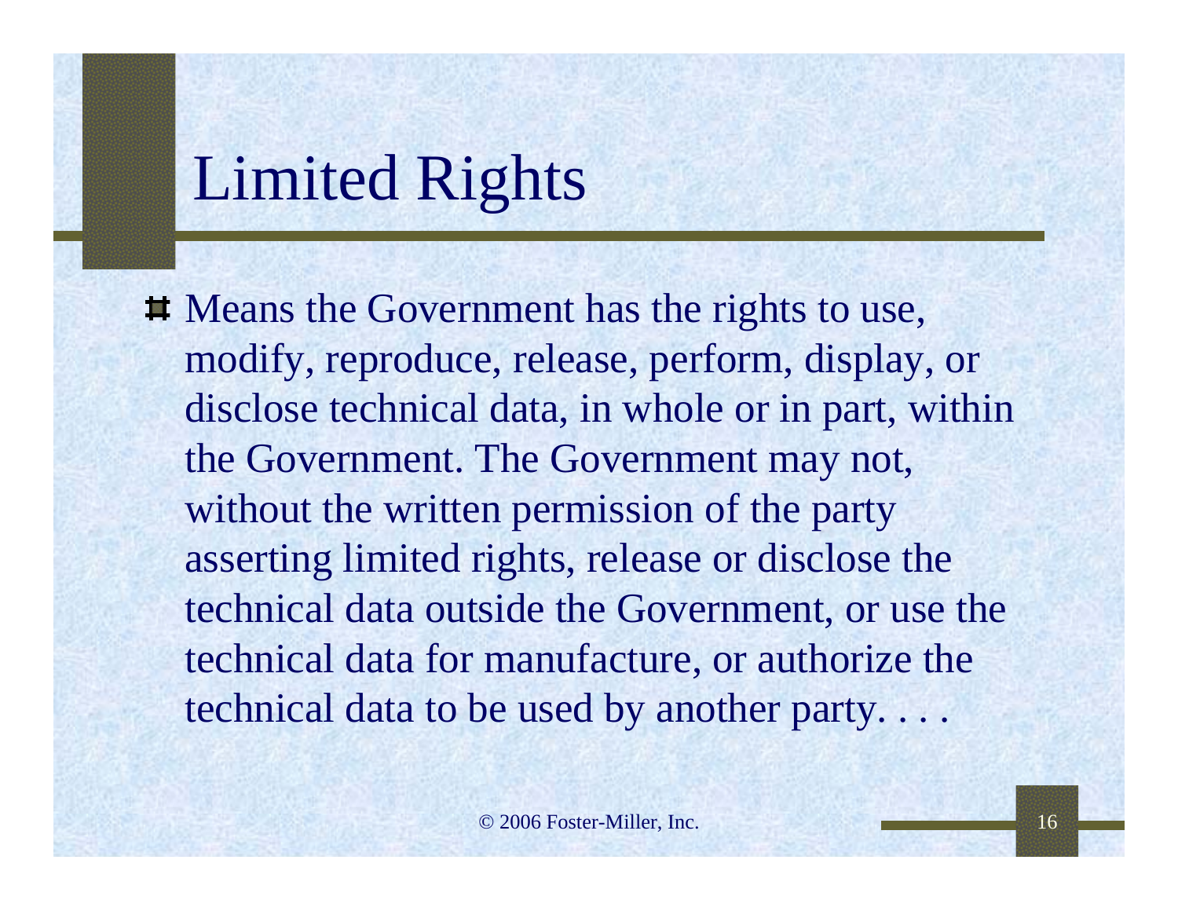# Limited Rights

- Means the Government has the rights to use, modify, reproduce, release, perform, display, or disclose technical data, in whole or in part, within the Government. The Government may not, without the written permission of the party asserting limited rights, release or disclose the technical data outside the Government, or use the technical data for manufacture, or authorize the technical data to be used by another party. . . .

© 2006 Foster-Miller, Inc.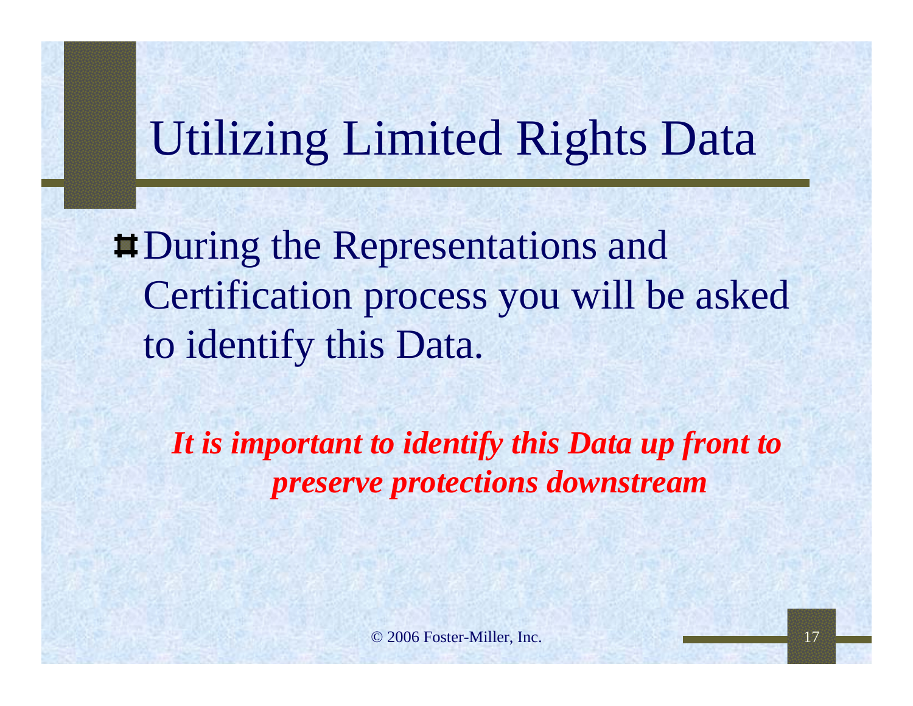# Utilizing Limited Rights Data

- During the Representations and Certification process you will be asked to identify this Data.

***It is important to identify this Data up front to preserve protections downstream***

© 2006 Foster-Miller, Inc.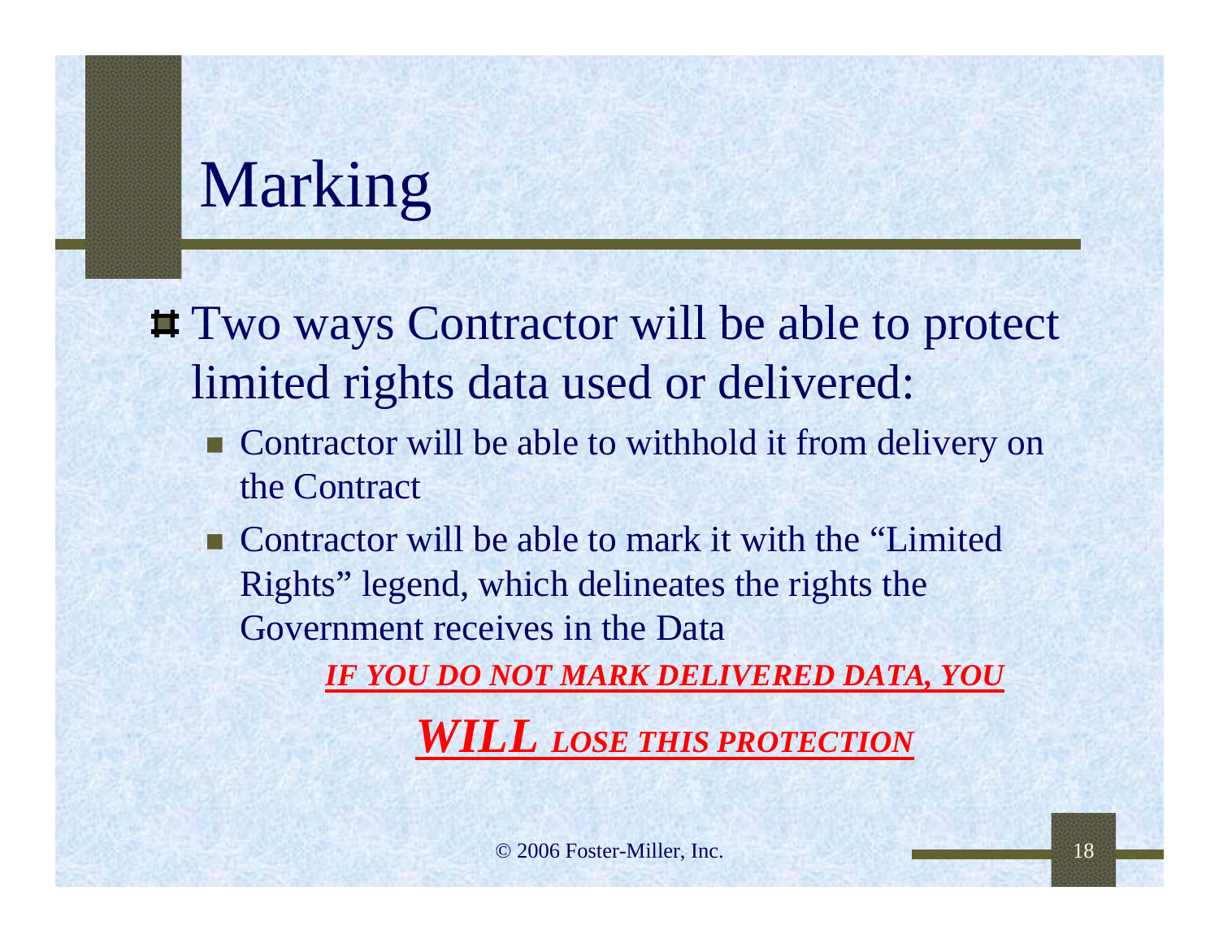# Marking

- Two ways Contractor will be able to protect limited rights data used or delivered:
  - Contractor will be able to withhold it from delivery on the Contract
  - Contractor will be able to mark it with the “Limited Rights” legend, which delineates the rights the Government receives in the Data

***IF YOU DO NOT MARK DELIVERED DATA, YOU WILL LOSE THIS PROTECTION***

© 2006 Foster-Miller, Inc.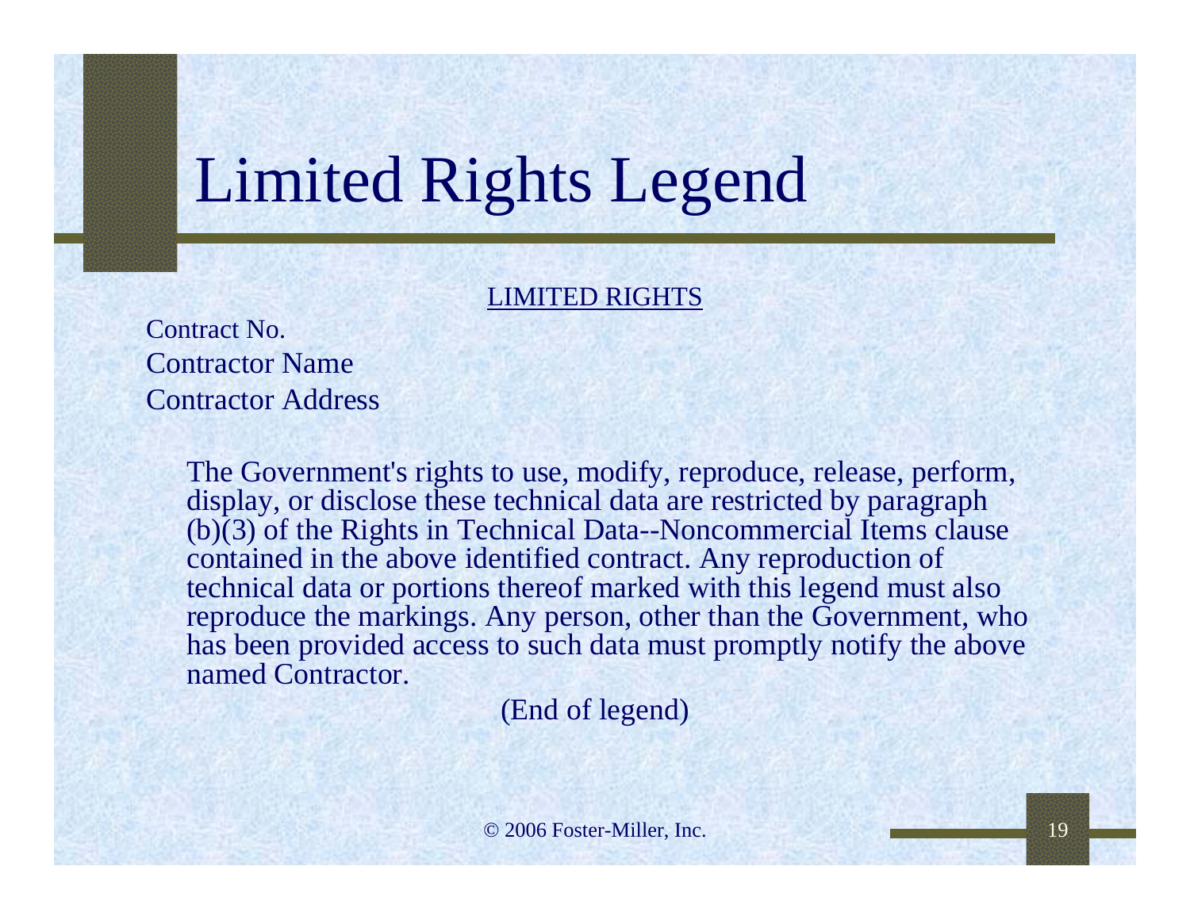# Limited Rights Legend

<u>LIMITED RIGHTS</u>

Contract No.
Contractor Name
Contractor Address

The Government's rights to use, modify, reproduce, release, perform, display, or disclose these technical data are restricted by paragraph (b)(3) of the Rights in Technical Data--Noncommercial Items clause contained in the above identified contract. Any reproduction of technical data or portions thereof marked with this legend must also reproduce the markings. Any person, other than the Government, who has been provided access to such data must promptly notify the above named Contractor.

(End of legend)

© 2006 Foster-Miller, Inc.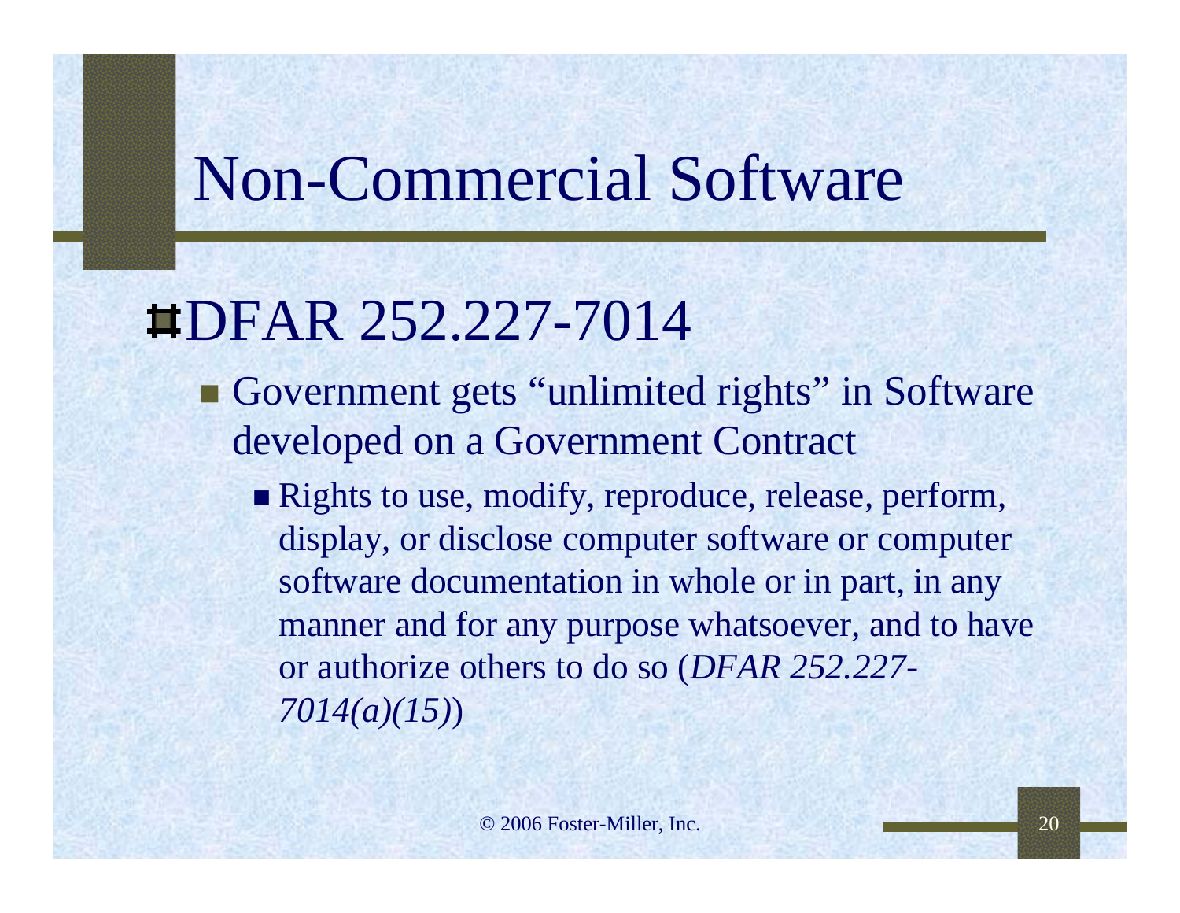# Non-Commercial Software

- DFAR 252.227-7014
  - Government gets "unlimited rights" in Software developed on a Government Contract
    - Rights to use, modify, reproduce, release, perform, display, or disclose computer software or computer software documentation in whole or in part, in any manner and for any purpose whatsoever, and to have or authorize others to do so (*DFAR 252.227-7014(a)(15)*)

© 2006 Foster-Miller, Inc.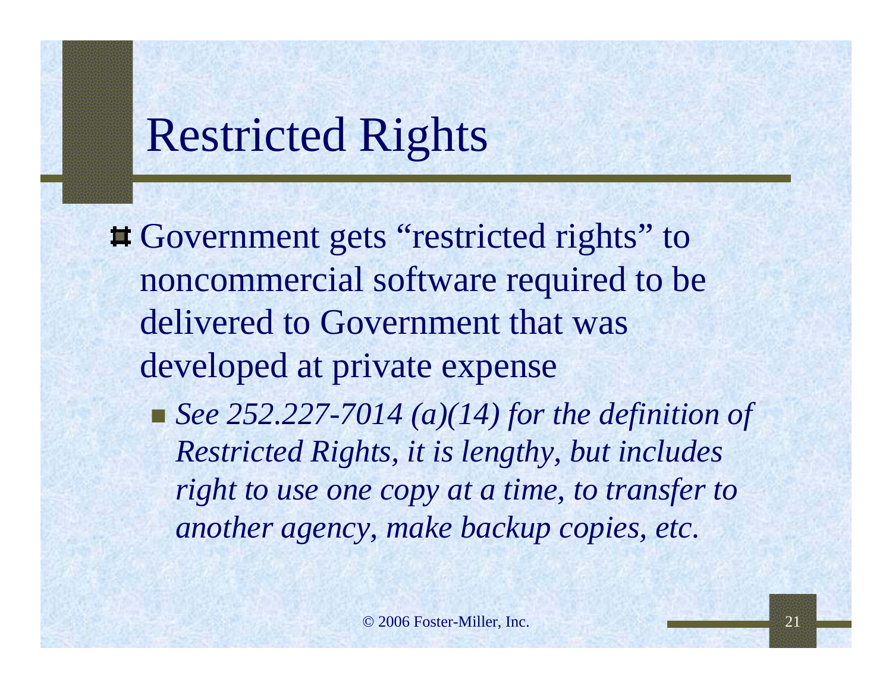# Restricted Rights

- Government gets "restricted rights" to noncommercial software required to be delivered to Government that was developed at private expense
  - *See 252.227-7014 (a)(14) for the definition of Restricted Rights, it is lengthy, but includes right to use one copy at a time, to transfer to another agency, make backup copies, etc.*

© 2006 Foster-Miller, Inc.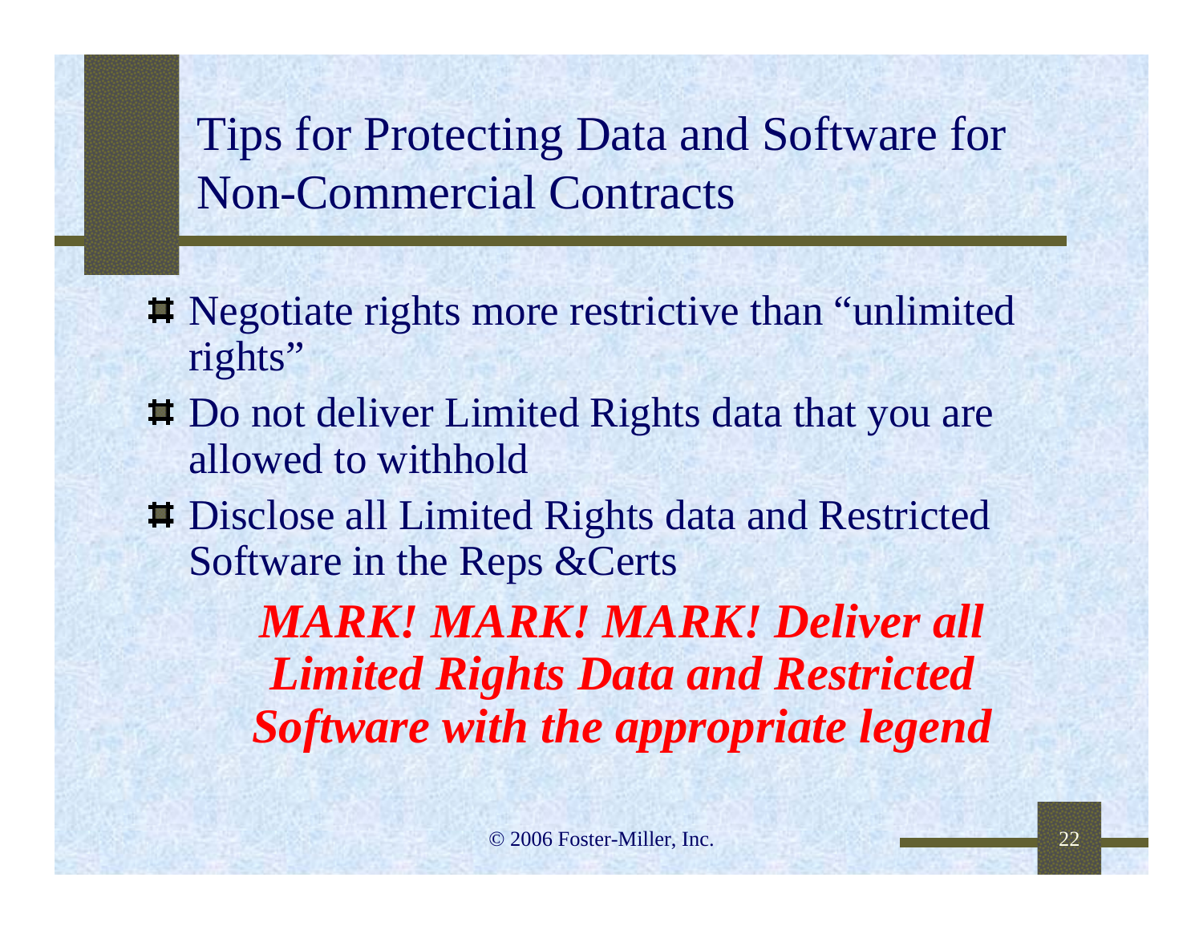# Tips for Protecting Data and Software for Non-Commercial Contracts

- Negotiate rights more restrictive than "unlimited rights"
- Do not deliver Limited Rights data that you are allowed to withhold
- Disclose all Limited Rights data and Restricted Software in the Reps &Certs

***MARK! MARK! MARK! Deliver all Limited Rights Data and Restricted Software with the appropriate legend***

© 2006 Foster-Miller, Inc.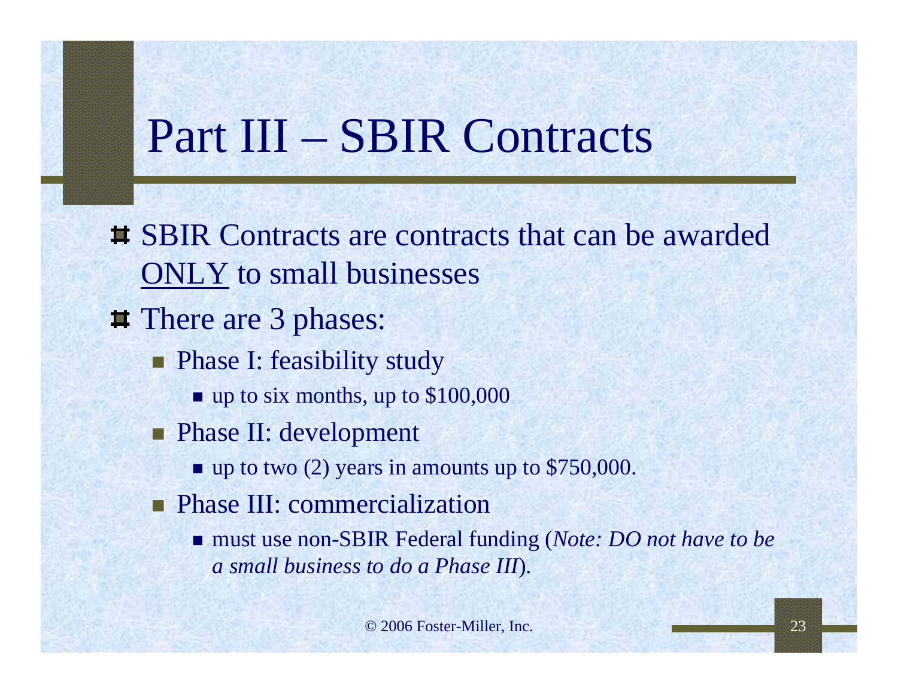# Part III – SBIR Contracts

- SBIR Contracts are contracts that can be awarded <u>ONLY</u> to small businesses
- There are 3 phases:
  - Phase I: feasibility study
    - up to six months, up to $100,000
  - Phase II: development
    - up to two (2) years in amounts up to $750,000.
  - Phase III: commercialization
    - must use non-SBIR Federal funding (*Note: DO not have to be a small business to do a Phase III*).

© 2006 Foster-Miller, Inc.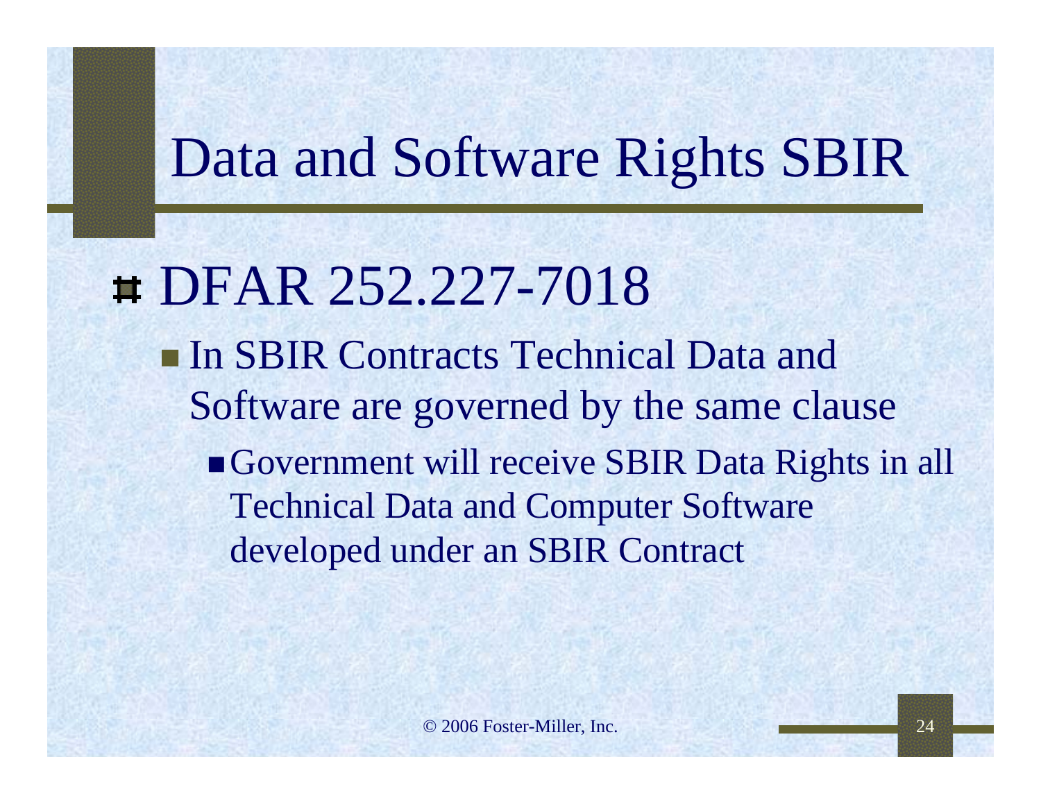# Data and Software Rights SBIR

- DFAR 252.227-7018
  - In SBIR Contracts Technical Data and Software are governed by the same clause
    - Government will receive SBIR Data Rights in all Technical Data and Computer Software developed under an SBIR Contract

© 2006 Foster-Miller, Inc.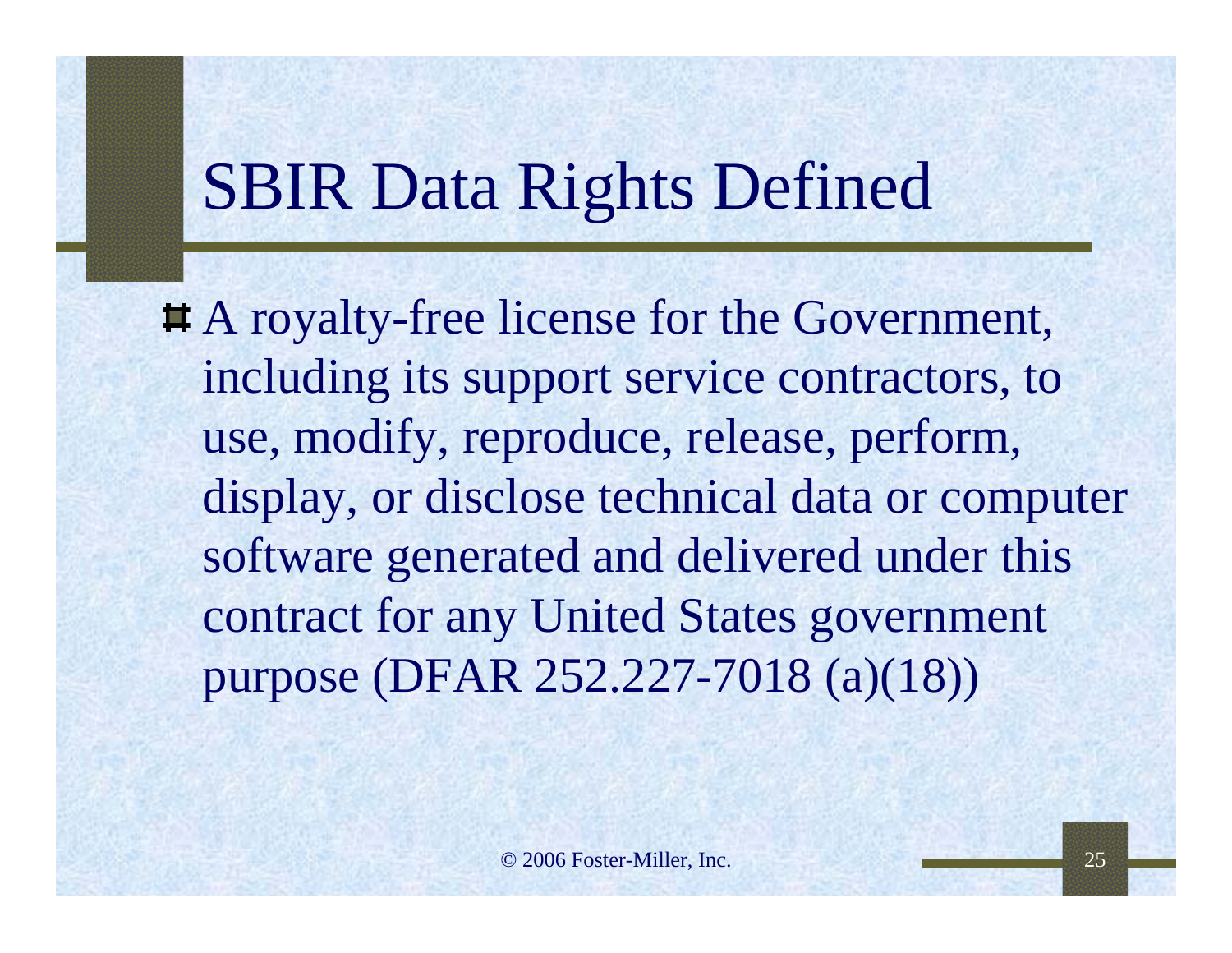# SBIR Data Rights Defined

- A royalty-free license for the Government, including its support service contractors, to use, modify, reproduce, release, perform, display, or disclose technical data or computer software generated and delivered under this contract for any United States government purpose (DFAR 252.227-7018 (a)(18))

© 2006 Foster-Miller, Inc.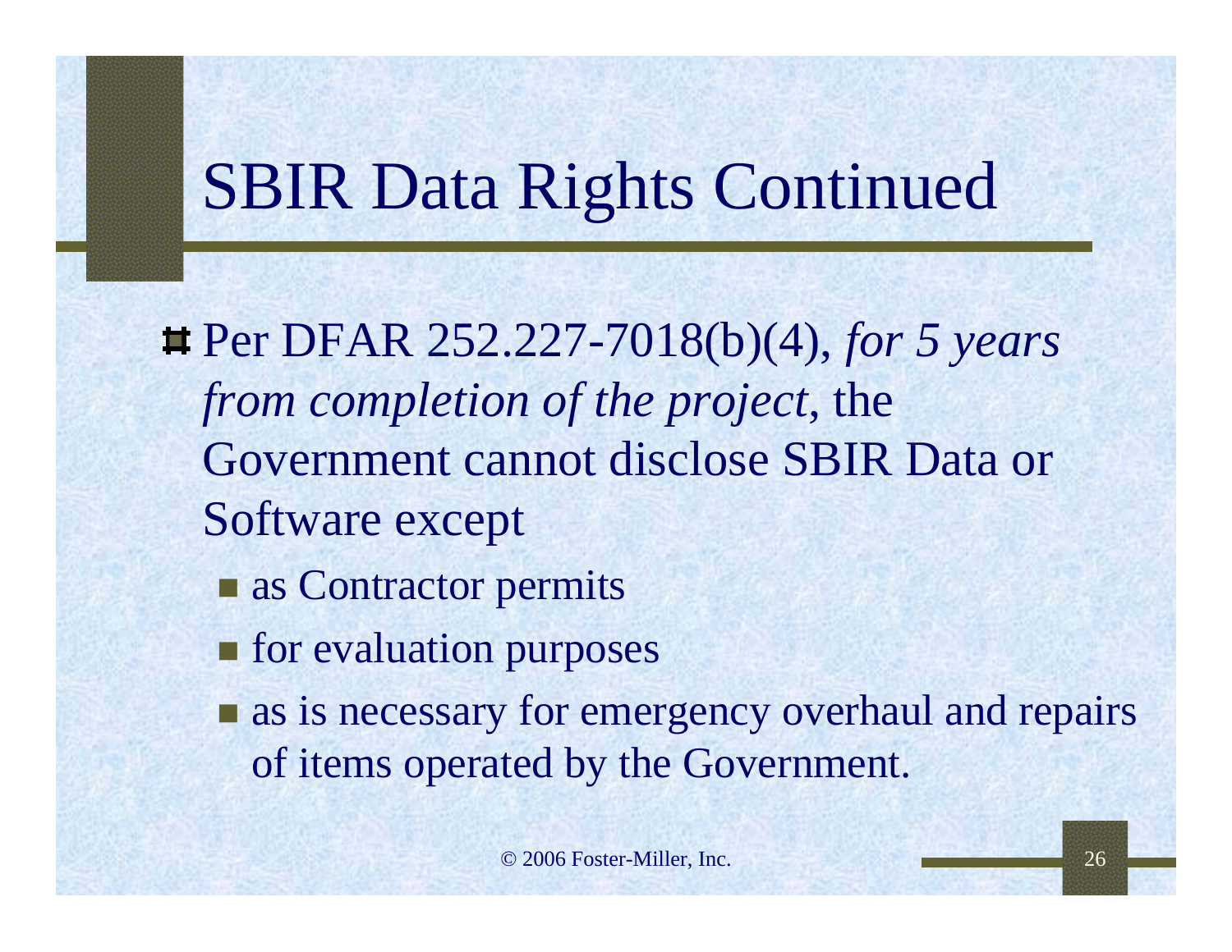# SBIR Data Rights Continued

- Per DFAR 252.227-7018(b)(4), *for 5 years from completion of the project*, the Government cannot disclose SBIR Data or Software except
  - as Contractor permits
  - for evaluation purposes
  - as is necessary for emergency overhaul and repairs of items operated by the Government.

© 2006 Foster-Miller, Inc.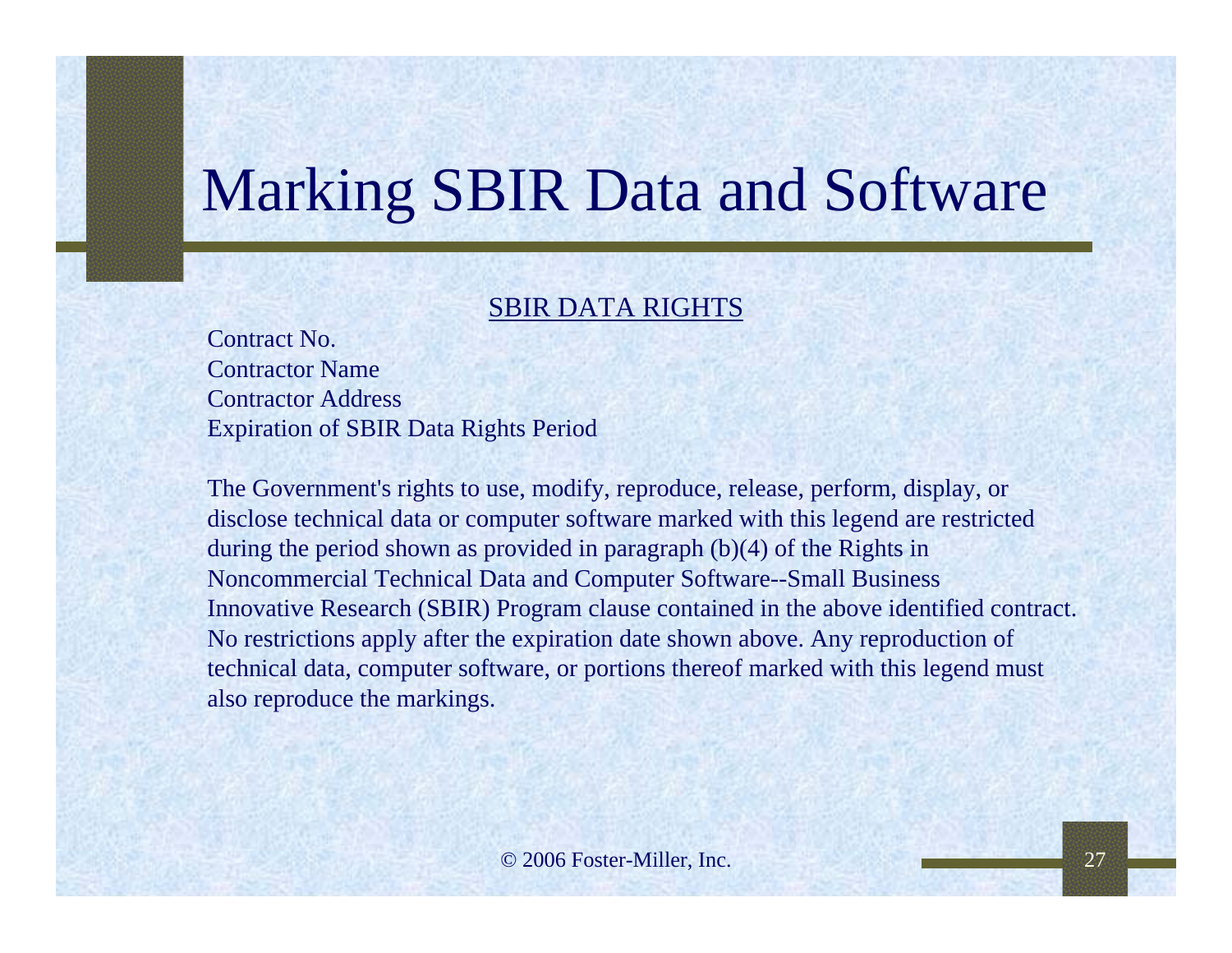# Marking SBIR Data and Software

SBIR DATA RIGHTS

Contract No.
Contractor Name
Contractor Address
Expiration of SBIR Data Rights Period

The Government's rights to use, modify, reproduce, release, perform, display, or disclose technical data or computer software marked with this legend are restricted during the period shown as provided in paragraph (b)(4) of the Rights in Noncommercial Technical Data and Computer Software--Small Business Innovative Research (SBIR) Program clause contained in the above identified contract. No restrictions apply after the expiration date shown above. Any reproduction of technical data, computer software, or portions thereof marked with this legend must also reproduce the markings.

© 2006 Foster-Miller, Inc.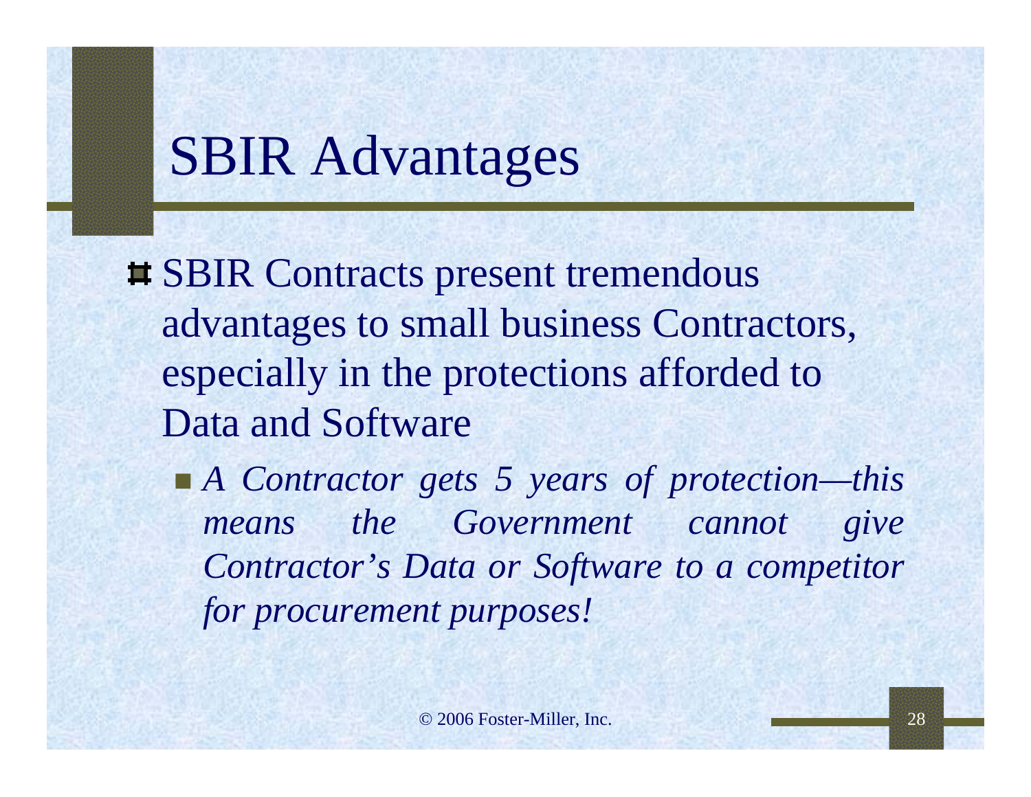# SBIR Advantages

- SBIR Contracts present tremendous advantages to small business Contractors, especially in the protections afforded to Data and Software
  - *A Contractor gets 5 years of protection—this means the Government cannot give Contractor's Data or Software to a competitor for procurement purposes!*

© 2006 Foster-Miller, Inc.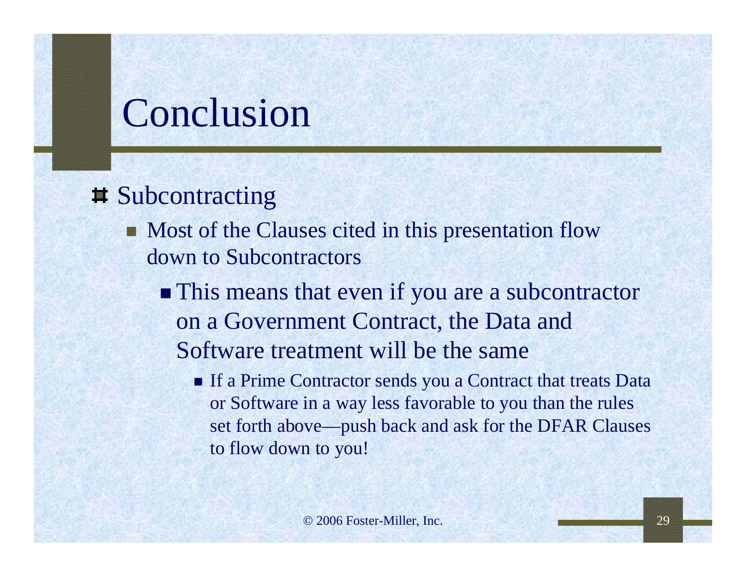# Conclusion

- Subcontracting
  - Most of the Clauses cited in this presentation flow down to Subcontractors
    - This means that even if you are a subcontractor on a Government Contract, the Data and Software treatment will be the same
      - If a Prime Contractor sends you a Contract that treats Data or Software in a way less favorable to you than the rules set forth above—push back and ask for the DFAR Clauses to flow down to you!

© 2006 Foster-Miller, Inc.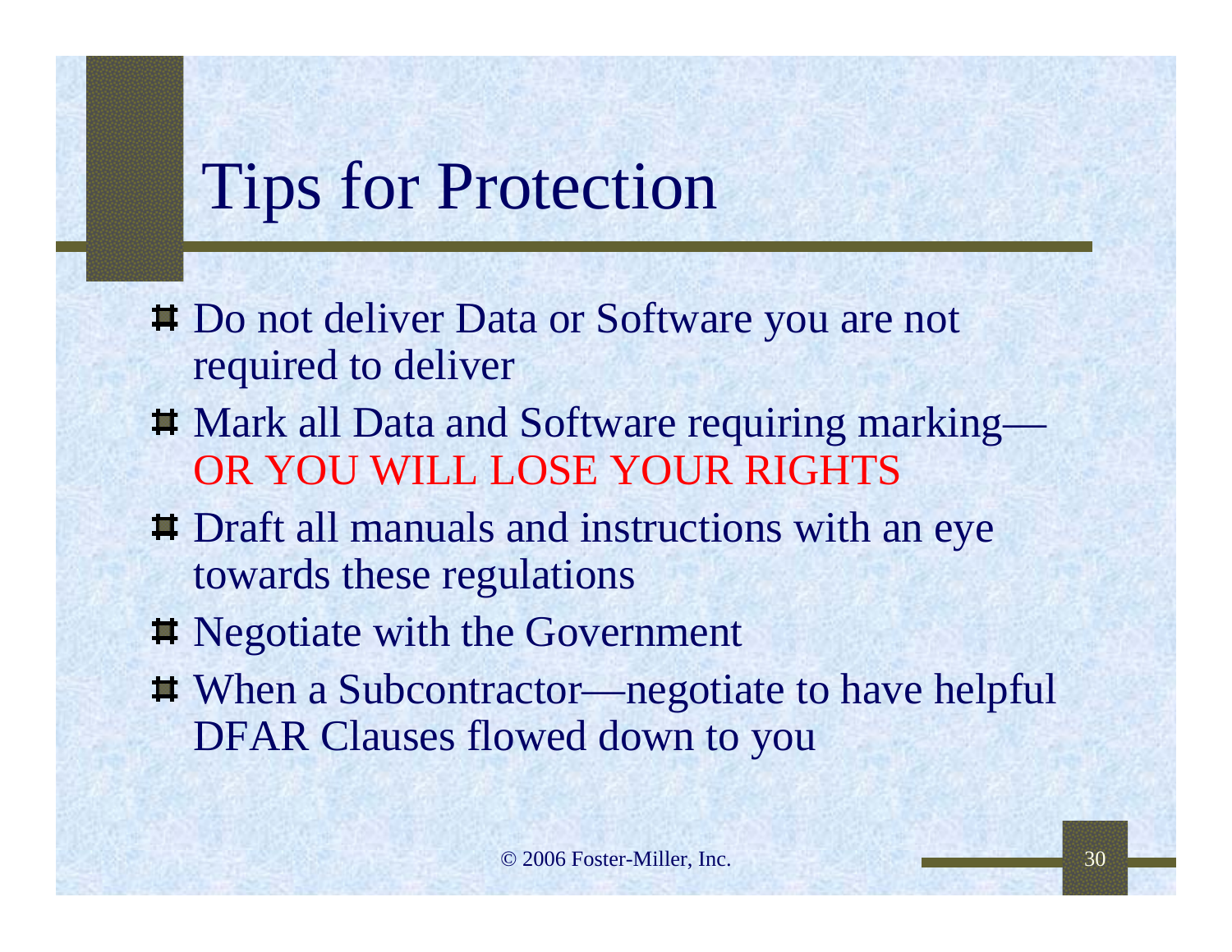# Tips for Protection

- Do not deliver Data or Software you are not required to deliver
- Mark all Data and Software requiring marking—OR YOU WILL LOSE YOUR RIGHTS
- Draft all manuals and instructions with an eye towards these regulations
- Negotiate with the Government
- When a Subcontractor—negotiate to have helpful DFAR Clauses flowed down to you

© 2006 Foster-Miller, Inc.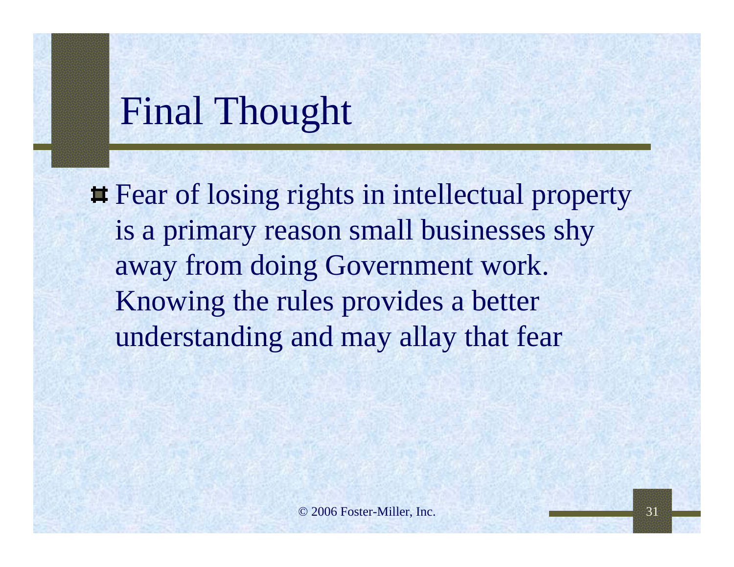# Final Thought

- Fear of losing rights in intellectual property is a primary reason small businesses shy away from doing Government work. Knowing the rules provides a better understanding and may allay that fear

© 2006 Foster-Miller, Inc.